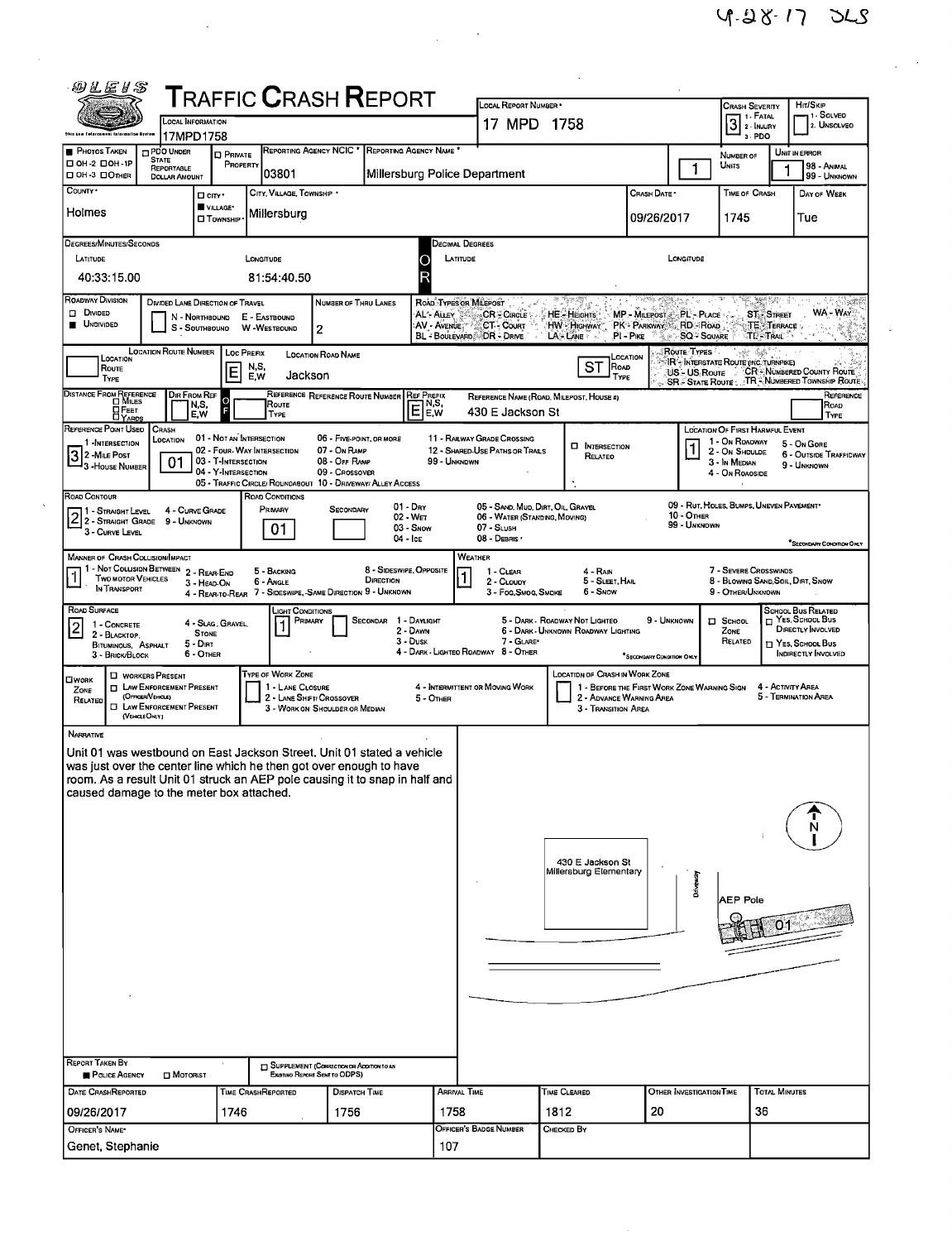9-28-17 DLS

# OLEIS Traffic Crash Report

| Field | Value |
|---|---|
| Local Information | 17MPD1758 |
| Local Report Number | 17 MPD 1758 |
| Crash Severity | 3 (1 - Fatal, 2 - Injury, 3 - PDO) |
| Hit/Skip | (1 - Solved, 2 - Unsolved) |
| Photos Taken | OH-2 / OH-1P / OH-3 / Other |
| PDO Under State Reportable Dollar Amount | |
| Private Property | |
| Reporting Agency NCIC | 03801 |
| Reporting Agency Name | Millersburg Police Department |
| Number of Units | 1 |
| Unit in Error | 1 (98 - Animal, 99 - Unknown) |
| County | Holmes |
| City, Village, Township | Village: Millersburg |
| Crash Date | 09/26/2017 |
| Time of Crash | 1745 |
| Day of Week | Tue |

**Degrees/Minutes/Seconds** — Latitude: 40:33:15.00 — Longitude: 81:54:40.50

**Decimal Degrees** — Latitude: — Longitude:

| Field | Value |
|---|---|
| Roadway Division | Undivided |
| Divided Lane Direction of Travel | N - Northbound, S - Southbound, E - Eastbound, W - Westbound |
| Number of Thru Lanes | 2 |
| Location Route Number | |
| Location Route Type | |
| Loc Prefix | E |
| Location Road Name | Jackson |
| Location Road Type | ST |
| Distance From Reference | |
| Dir From Ref | |
| Reference Route Type | |
| Reference Route Number | |
| Ref Prefix | E |
| Reference Name (Road, Milepost, House #) | 430 E Jackson St |
| Reference Road Type | |
| Reference Point Used | 3 - House Number |
| Crash Location | 01 - Not an Intersection |
| Intersection Related | |
| Location of First Harmful Event | 1 - On Roadway |
| Road Contour | 2 - Straight Grade |
| Road Conditions (Primary) | 01 - Dry |
| Road Conditions (Secondary) | |
| Manner of Crash Collision/Impact | 1 - Not Collision Between Two Motor Vehicles in Transport |
| Weather | 1 - Clear |
| Road Surface | 2 - Blacktop, Bituminous, Asphalt |
| Light Conditions (Primary) | 1 - Daylight |
| Light Conditions (Secondary) | |
| School Zone Related | |
| School Bus Related | |
| Work Zone Related | |
| Type of Work Zone | |
| Location of Crash in Work Zone | |

## Narrative

Unit 01 was westbound on East Jackson Street. Unit 01 stated a vehicle was just over the center line which he then got over enough to have room. As a result Unit 01 struck an AEP pole causing it to snap in half and caused damage to the meter box attached.

Diagram labels: 430 E Jackson St Millersburg Elementary; Driveway; AEP Pole; 01; N

| Field | Value |
|---|---|
| Report Taken By | Police Agency |
| Supplement | |
| Date Crash Reported | 09/26/2017 |
| Time Crash Reported | 1746 |
| Dispatch Time | 1756 |
| Arrival Time | 1758 |
| Time Cleared | 1812 |
| Other Investigation Time | 20 |
| Total Minutes | 36 |
| Officer's Name | Genet, Stephanie |
| Officer's Badge Number | 107 |
| Checked By | |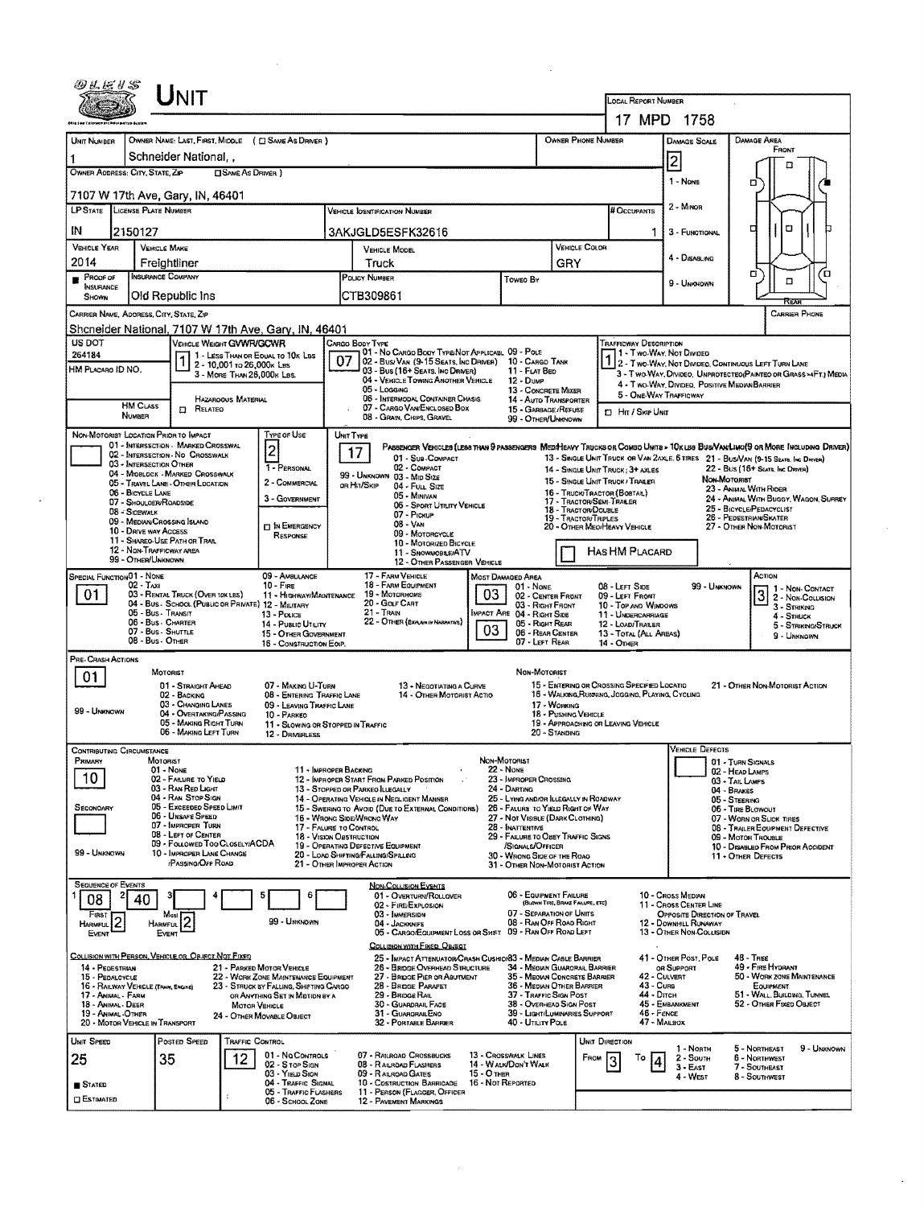# Unit

**Local Report Number:** 17 MPD 1758

| Unit Number | Owner Name: Last, First, Middle (☐ Same As Driver) | Owner Phone Number | Damage Scale | Damage Area |
|---|---|---|---|---|
| 1 | Schneider National, , | | 2 | Front |

**Owner Address: City, State, Zip** (☐ Same As Driver)
7107 W 17th Ave, Gary, IN, 46401

Damage Scale: 1 - None; 2 - Minor; 3 - Functional; 4 - Disabling; 9 - Unknown

| LP State | License Plate Number | Vehicle Identification Number | # Occupants |
|---|---|---|---|
| IN | 2150127 | 3AKJGLD5ESFK32616 | 1 |

| Vehicle Year | Vehicle Make | Vehicle Model | Vehicle Color |
|---|---|---|---|
| 2014 | Freightliner | Truck | GRY |

| Proof of Insurance Shown | Insurance Company | Policy Number | Towed By |
|---|---|---|---|
| ■ | Old Republic Ins | CTB309861 | |

**Carrier Name, Address, City, State, Zip:** Shcneider National, 7107 W 17th Ave, Gary, IN, 46401

**Carrier Phone:**

**US DOT:** 264184

**HM Placard ID No.:**

**HM Class Number:**

**Hazardous Material:** ☐ Related

**Vehicle Weight GVWR/GCWR:** 1
1 - Less Than or Equal to 10k Lbs; 2 - 10,001 to 26,000k Lbs; 3 - More Than 26,000k Lbs.

**Cargo Body Type:** 07
01 - No Cargo Body Type/Not Applicable; 02 - Bus/Van (9-15 Seats, Inc Driver); 03 - Bus (16+ Seats, Inc Driver); 04 - Vehicle Towing Another Vehicle; 05 - Logging; 06 - Intermodal Container Chassis; 07 - Cargo Van/Enclosed Box; 08 - Grain, Chips, Gravel; 09 - Pole; 10 - Cargo Tank; 11 - Flat Bed; 12 - Dump; 13 - Concrete Mixer; 14 - Auto Transporter; 15 - Garbage/Refuse; 99 - Other/Unknown

**Trafficway Description:** 1
1 - Two-Way, Not Divided; 2 - Two-Way, Not Divided, Continuous Left Turn Lane; 3 - Two-Way, Divided, Unprotected (Painted or Grass >4Ft.) Media; 4 - Two-Way, Divided, Positive Median Barrier; 5 - One-Way Trafficway

☐ Hit / Skip Unit

**Non-Motorist Location Prior to Impact:**
01 - Intersection - Marked Crosswal; 02 - Intersection - No Crosswalk; 03 - Intersection Other; 04 - Midblock - Marked Crosswalk; 05 - Travel Lane - Other Location; 06 - Bicycle Lane; 07 - Shoulder/Roadside; 08 - Sidewalk; 09 - Median/Crossing Island; 10 - Drive Way Access; 11 - Shared-Use Path or Trail; 12 - Non-Trafficway Area; 99 - Other/Unknown

**Type of Use:** 2
1 - Personal; 2 - Commercial; 3 - Government
☐ In Emergency Response

**Unit Type:** 17
Passenger Vehicles (less than 9 passengers): 01 - Sub-Compact; 02 - Compact; 99 - Unknown; 03 - Mid Size; or Hit/Skip; 04 - Full Size; 05 - Minivan; 06 - Sport Utility Vehicle; 07 - Pickup; 08 - Van; 09 - Motorcycle; 10 - Motorized Bicycle; 11 - Snowmobile/ATV; 12 - Other Passenger Vehicle
Med/Heavy Trucks or Combo Units > 10k lbs: 13 - Single Unit Truck or Van 2axle, 6 Tires; 14 - Single Unit Truck; 3+ Axles; 15 - Single Unit Truck / Trailer; 16 - Truck/Tractor (Bobtail); 17 - Tractor/Semi-Trailer; 18 - Tractor/Double; 19 - Tractor/Triples; 20 - Other Med/Heavy Vehicle
Bus/Van/Limo (9 or More Including Driver): 21 - Bus/Van (9-15 Seats, Inc Driver); 22 - Bus (16+ Seats, Inc Driver)
Non-Motorist: 23 - Animal With Rider; 24 - Animal With Buggy, Wagon, Surrey; 25 - Bicycle/Pedacyclist; 26 - Pedestrian/Skater; 27 - Other Non-Motorist

☐ Has HM Placard

**Special Function:** 01
01 - None; 02 - Taxi; 03 - Rental Truck (Over 10k lbs); 04 - Bus - School (Public or Private); 05 - Bus - Transit; 06 - Bus - Charter; 07 - Bus - Shuttle; 08 - Bus - Other; 09 - Ambulance; 10 - Fire; 11 - Highway/Maintenance; 12 - Military; 13 - Police; 14 - Public Utility; 15 - Other Government; 16 - Construction Eqip.; 17 - Farm Vehicle; 18 - Farm Equipment; 19 - Motorhome; 20 - Golf Cart; 21 - Train; 22 - Other (Explain in Narrative)

**Most Damaged Area:** 03
**Impact Are:** 03
01 - None; 02 - Center Front; 03 - Right Front; 04 - Right Side; 05 - Right Rear; 06 - Rear Center; 07 - Left Rear; 08 - Left Side; 09 - Left Front; 10 - Top and Windows; 11 - Undercarriage; 12 - Load/Trailer; 13 - Total (All Areas); 14 - Other; 99 - Unknown

**Action:** 3
1 - Non-Contact; 2 - Non-Collision; 3 - Striking; 4 - Struck; 5 - Striking/Struck; 9 - Unknown

**Pre-Crash Actions:** 01
Motorist: 01 - Straight Ahead; 02 - Backing; 03 - Changing Lanes; 04 - Overtaking/Passing; 05 - Making Right Turn; 06 - Making Left Turn; 07 - Making U-Turn; 08 - Entering Traffic Lane; 09 - Leaving Traffic Lane; 10 - Parked; 11 - Slowing or Stopped in Traffic; 12 - Driverless; 13 - Negotiating a Curve; 14 - Other Motorist Actio; 99 - Unknown
Non-Motorist: 15 - Entering or Crossing Specified Locatio; 16 - Walking, Running, Jogging, Playing, Cycling; 17 - Working; 18 - Pushing Vehicle; 19 - Approaching or Leaving Vehicle; 20 - Standing; 21 - Other Non-Motorist Action

**Contributing Circumstance**
Primary: 10
Secondary:
Motorist: 01 - None; 02 - Failure to Yield; 03 - Ran Red Light; 04 - Ran Stop Sign; 05 - Exceeded Speed Limit; 06 - Unsafe Speed; 07 - Improper Turn; 08 - Left of Center; 09 - Followed Too Closely/ACDA; 10 - Improper Lane Change /Passing/Off Road; 11 - Improper Backing; 12 - Improper Start From Parked Position; 13 - Stopped or Parked Illegally; 14 - Operating Vehicle in Negligent Manner; 15 - Swering to Avoid (Due to External Conditions); 16 - Wrong Side/Wrong Way; 17 - Failure to Control; 18 - Vision Obstruction; 19 - Operating Defective Equipment; 20 - Load Shifting/Falling/Spilling; 21 - Other Improper Action; 99 - Unknown
Non-Motorist: 22 - None; 23 - Improper Crossing; 24 - Darting; 25 - Lying and/or Illegally in Roadway; 26 - Falure to Yield Right of Way; 27 - Not Visible (Dark Clothing); 28 - Inattentive; 29 - Failure to Obey Traffic Signs /Signals/Officer; 30 - Wrong Side of the Road; 31 - Other Non-Motorist Action

**Vehicle Defects:**
01 - Turn Signals; 02 - Head Lamps; 03 - Tail Lamps; 04 - Brakes; 05 - Steering; 06 - Tire Blowout; 07 - Worn or Slick Tires; 08 - Trailer Equipment Defective; 09 - Motor Trouble; 10 - Disabled From Prior Accident; 11 - Other Defects

**Sequence of Events:** 1: 08; 2: 40; 3: ; 4: ; 5: ; 6:
First Harmful Event: 2
Most Harmful Event: 2
99 - Unknown

Non-Collision Events: 01 - Overturn/Rollover; 02 - Fire/Explosion; 03 - Immersion; 04 - Jackknife; 05 - Cargo/Equipment Loss or Shift; 06 - Equipment Failure (Blown Tire, Brake Failure, etc); 07 - Separation of Units; 08 - Ran Off Road Right; 09 - Ran Off Road Left; 10 - Cross Median; 11 - Cross Center Line; Opposite Direction of Travel; 12 - Downhill Runaway; 13 - Other Non-Collision

Collision with Person, Vehicle or Object Not Fixed: 14 - Pedestrian; 15 - Pedalcycle; 16 - Railway Vehicle (Train, Engine); 17 - Animal - Farm; 18 - Animal - Deer; 19 - Animal - Other; 20 - Motor Vehicle in Transport; 21 - Parked Motor Vehicle; 22 - Work Zone Maintenance Equipment; 23 - Struck by Falling, Shifting Cargo or Anything Set in Motion by a Motor Vehicle; 24 - Other Movable Object

Collision with Fixed Object: 25 - Impact Attenuator/Crash Cushion; 26 - Bridge Overhead Structure; 27 - Bridge Pier or Abutment; 28 - Bridge Parapet; 29 - Bridge Rail; 30 - Guardrail Face; 31 - Guardrail End; 32 - Portable Barrier; 33 - Median Cable Barrier; 34 - Median Guardrail Barrier; 35 - Median Concrete Barrier; 36 - Median Other Barrier; 37 - Traffic Sign Post; 38 - Overhead Sign Post; 39 - Light/Luminaries Support; 40 - Utility Pole; 41 - Other Post, Pole or Support; 42 - Culvert; 43 - Curb; 44 - Ditch; 45 - Embankment; 46 - Fence; 47 - Mailbox; 48 - Tree; 49 - Fire Hydrant; 50 - Work Zone Maintenance Equipment; 51 - Wall, Building, Tunnel; 52 - Other Fixed Object

| Unit Speed | Posted Speed | Traffic Control | Unit Direction |
|---|---|---|---|
| 25 | 35 | 12 | From 3 To 4 |

■ Stated
☐ Estimated

Traffic Control: 01 - No Controls; 02 - Stop Sign; 03 - Yield Sign; 04 - Traffic Signal; 05 - Traffic Flashers; 06 - School Zone; 07 - Railroad Crossbucks; 08 - Railroad Flashers; 09 - Railroad Gates; 10 - Costruction Barricade; 11 - Person (Flagger, Officer); 12 - Pavement Markings; 13 - Crosswalk Lines; 14 - Walk/Don't Walk; 15 - Other; 16 - Not Reported

Unit Direction: 1 - North; 2 - South; 3 - East; 4 - West; 5 - Northeast; 6 - Northwest; 7 - Southeast; 8 - Southwest; 9 - Unknown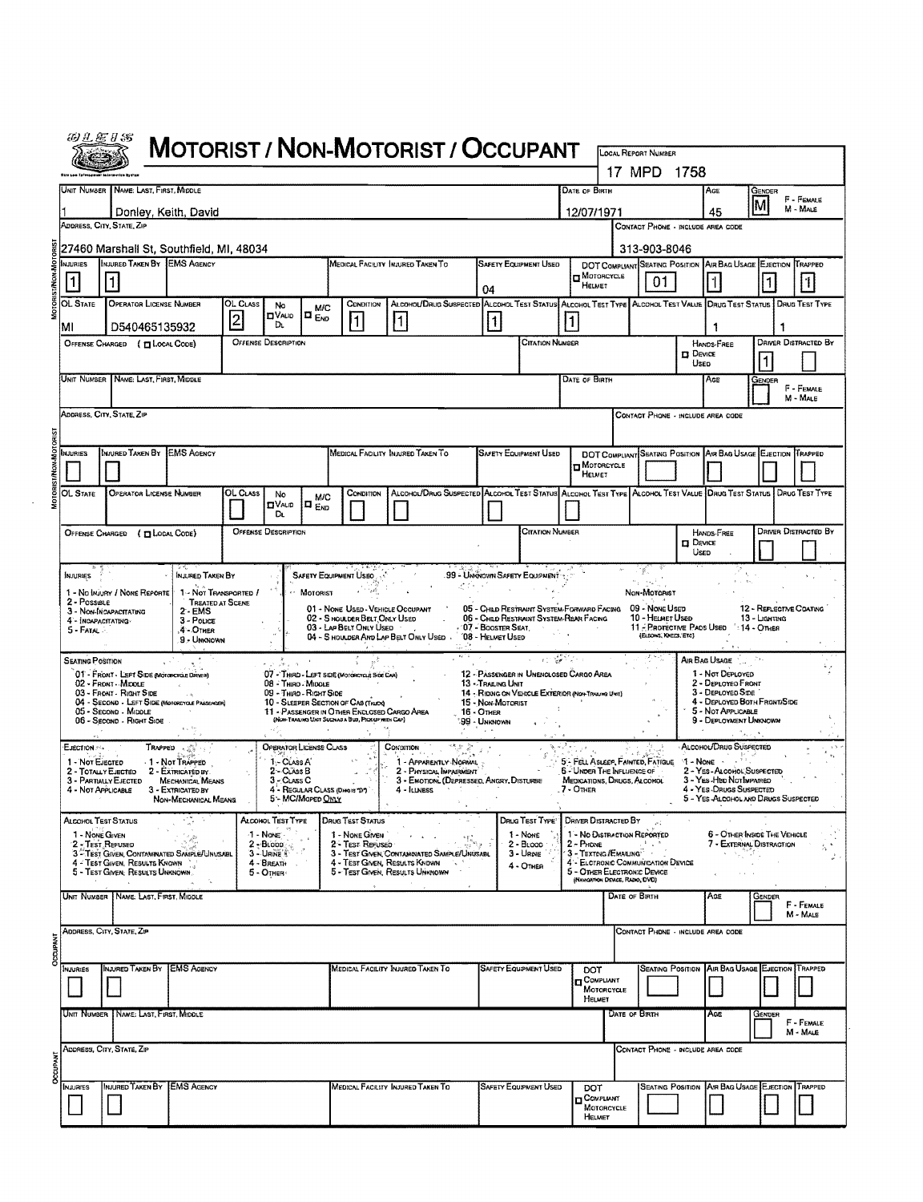# MOTORIST / NON-MOTORIST / OCCUPANT

OLEIS

LOCAL REPORT NUMBER: 17 MPD 1758

## MOTORIST/NON-MOTORIST

| UNIT NUMBER | NAME: LAST, FIRST, MIDDLE | DATE OF BIRTH | AGE | GENDER |
|---|---|---|---|---|
| 1 | Donley, Keith, David | 12/07/1971 | 45 | M |

| ADDRESS, CITY, STATE, ZIP | CONTACT PHONE - INCLUDE AREA CODE |
|---|---|
| 27460 Marshall St, Southfield, MI, 48034 | 313-903-8046 |

| INJURIES | INJURED TAKEN BY | EMS AGENCY | MEDICAL FACILITY INJURED TAKEN TO | SAFETY EQUIPMENT USED | DOT COMPLIANT MOTORCYCLE HELMET | SEATING POSITION | AIR BAG USAGE | EJECTION | TRAPPED |
|---|---|---|---|---|---|---|---|---|---|
| 1 | 1 | | | 04 | | 01 | 1 | 1 | 1 |

| OL STATE | OPERATOR LICENSE NUMBER | OL CLASS | NO VALID DL | M/C END | CONDITION | ALCOHOL/DRUG SUSPECTED | ALCOHOL TEST STATUS | ALCOHOL TEST TYPE | ALCOHOL TEST VALUE | DRUG TEST STATUS | DRUG TEST TYPE |
|---|---|---|---|---|---|---|---|---|---|---|---|
| MI | D540465135932 | 2 | | | 1 | 1 | 1 | 1 | | 1 | 1 |

| OFFENSE CHARGED ( LOCAL CODE) | OFFENSE DESCRIPTION | CITATION NUMBER | HANDS-FREE DEVICE USED | DRIVER DISTRACTED BY |
|---|---|---|---|---|
| | | | | 1 |

## MOTORIST/NON-MOTORIST

| UNIT NUMBER | NAME: LAST, FIRST, MIDDLE | DATE OF BIRTH | AGE | GENDER |
|---|---|---|---|---|
| | | | | |

| ADDRESS, CITY, STATE, ZIP | CONTACT PHONE - INCLUDE AREA CODE |
|---|---|
| | |

| INJURIES | INJURED TAKEN BY | EMS AGENCY | MEDICAL FACILITY INJURED TAKEN TO | SAFETY EQUIPMENT USED | DOT COMPLIANT MOTORCYCLE HELMET | SEATING POSITION | AIR BAG USAGE | EJECTION | TRAPPED |
|---|---|---|---|---|---|---|---|---|---|
| | | | | | | | | | |

| OL STATE | OPERATOR LICENSE NUMBER | OL CLASS | NO VALID DL | M/C END | CONDITION | ALCOHOL/DRUG SUSPECTED | ALCOHOL TEST STATUS | ALCOHOL TEST TYPE | ALCOHOL TEST VALUE | DRUG TEST STATUS | DRUG TEST TYPE |
|---|---|---|---|---|---|---|---|---|---|---|---|
| | | | | | | | | | | | |

| OFFENSE CHARGED ( LOCAL CODE) | OFFENSE DESCRIPTION | CITATION NUMBER | HANDS-FREE DEVICE USED | DRIVER DISTRACTED BY |
|---|---|---|---|---|
| | | | | |

**INJURIES**
1 - NO INJURY / NONE REPORTED
2 - POSSIBLE
3 - NON-INCAPACITATING
4 - INCAPACITATING
5 - FATAL

**INJURED TAKEN BY**
1 - NOT TRANSPORTED / TREATED AT SCENE
2 - EMS
3 - POLICE
4 - OTHER
9 - UNKNOWN

**SAFETY EQUIPMENT USED**
MOTORIST
01 - NONE USED - VEHICLE OCCUPANT
02 - SHOULDER BELT ONLY USED
03 - LAP BELT ONLY USED
04 - SHOULDER AND LAP BELT ONLY USED
05 - CHILD RESTRAINT SYSTEM-FORWARD FACING
06 - CHILD RESTRAINT SYSTEM-REAR FACING
07 - BOOSTER SEAT
08 - HELMET USED
99 - UNKNOWN SAFETY EQUIPMENT
NON-MOTORIST
09 - NONE USED
10 - HELMET USED
11 - PROTECTIVE PADS USED (ELBOWS, KNEES, ETC)
12 - REFLECTIVE COATING
13 - LIGHTING
14 - OTHER

**SEATING POSITION**
01 - FRONT - LEFT SIDE (MOTORCYCLE DRIVER)
02 - FRONT - MIDDLE
03 - FRONT - RIGHT SIDE
04 - SECOND - LEFT SIDE (MOTORCYCLE PASSENGER)
05 - SECOND - MIDDLE
06 - SECOND - RIGHT SIDE
07 - THIRD - LEFT SIDE (MOTORCYCLE SIDE CAR)
08 - THIRD - MIDDLE
09 - THIRD - RIGHT SIDE
10 - SLEEPER SECTION OF CAB (TRUCK)
11 - PASSENGER IN OTHER ENCLOSED CARGO AREA (NON-TRAILING UNIT SUCH AS A BUS, PICKUP WITH CAP)
12 - PASSENGER IN UNENCLOSED CARGO AREA
13 - TRAILING UNIT
14 - RIDING ON VEHICLE EXTERIOR (NON-TRAILING UNIT)
15 - NON-MOTORIST
16 - OTHER
99 - UNKNOWN

**AIR BAG USAGE**
1 - NOT DEPLOYED
2 - DEPLOYED FRONT
3 - DEPLOYED SIDE
4 - DEPLOYED BOTH FRONT/SIDE
5 - NOT APPLICABLE
9 - DEPLOYMENT UNKNOWN

**EJECTION**
1 - NOT EJECTED
2 - TOTALLY EJECTED
3 - PARTIALLY EJECTED
4 - NOT APPLICABLE

**TRAPPED**
1 - NOT TRAPPED
2 - EXTRICATED BY MECHANICAL MEANS
3 - EXTRICATED BY NON-MECHANICAL MEANS

**OPERATOR LICENSE CLASS**
1 - CLASS A
2 - CLASS B
3 - CLASS C
4 - REGULAR CLASS (OHIO IS "D")
5 - MC/MOPED ONLY

**CONDITION**
1 - APPARENTLY NORMAL
2 - PHYSICAL IMPAIRMENT
3 - EMOTIONAL (DEPRESSED, ANGRY, DISTURBED)
4 - ILLNESS
5 - FELL ASLEEP, FAINTED, FATIGUE
6 - UNDER THE INFLUENCE OF MEDICATIONS, DRUGS, ALCOHOL
7 - OTHER

**ALCOHOL/DRUG SUSPECTED**
1 - NONE
2 - YES - ALCOHOL SUSPECTED
3 - YES - HBD NOT IMPAIRED
4 - YES - DRUGS SUSPECTED
5 - YES - ALCOHOL AND DRUGS SUSPECTED

**ALCOHOL TEST STATUS**
1 - NONE GIVEN
2 - TEST REFUSED
3 - TEST GIVEN, CONTAMINATED SAMPLE/UNUSABLE
4 - TEST GIVEN, RESULTS KNOWN
5 - TEST GIVEN, RESULTS UNKNOWN

**ALCOHOL TEST TYPE**
1 - NONE
2 - BLOOD
3 - URINE
4 - BREATH
5 - OTHER

**DRUG TEST STATUS**
1 - NONE GIVEN
2 - TEST REFUSED
3 - TEST GIVEN, CONTAMINATED SAMPLE/UNUSABLE
4 - TEST GIVEN, RESULTS KNOWN
5 - TEST GIVEN, RESULTS UNKNOWN

**DRUG TEST TYPE**
1 - NONE
2 - BLOOD
3 - URINE
4 - OTHER

**DRIVER DISTRACTED BY**
1 - NO DISTRACTION REPORTED
2 - PHONE
3 - TEXTING/EMAILING
4 - ELECTRONIC COMMUNICATION DEVICE
5 - OTHER ELECTRONIC DEVICE (NAVIGATION DEVICE, RADIO, DVD)
6 - OTHER INSIDE THE VEHICLE
7 - EXTERNAL DISTRACTION

## OCCUPANT

| UNIT NUMBER | NAME: LAST, FIRST, MIDDLE | DATE OF BIRTH | AGE | GENDER |
|---|---|---|---|---|
| | | | | |

| ADDRESS, CITY, STATE, ZIP | CONTACT PHONE - INCLUDE AREA CODE |
|---|---|
| | |

| INJURIES | INJURED TAKEN BY | EMS AGENCY | MEDICAL FACILITY INJURED TAKEN TO | SAFETY EQUIPMENT USED | DOT COMPLIANT MOTORCYCLE HELMET | SEATING POSITION | AIR BAG USAGE | EJECTION | TRAPPED |
|---|---|---|---|---|---|---|---|---|---|
| | | | | | | | | | |

## OCCUPANT

| UNIT NUMBER | NAME: LAST, FIRST, MIDDLE | DATE OF BIRTH | AGE | GENDER |
|---|---|---|---|---|
| | | | | |

| ADDRESS, CITY, STATE, ZIP | CONTACT PHONE - INCLUDE AREA CODE |
|---|---|
| | |

| INJURIES | INJURED TAKEN BY | EMS AGENCY | MEDICAL FACILITY INJURED TAKEN TO | SAFETY EQUIPMENT USED | DOT COMPLIANT MOTORCYCLE HELMET | SEATING POSITION | AIR BAG USAGE | EJECTION | TRAPPED |
|---|---|---|---|---|---|---|---|---|---|
| | | | | | | | | | |